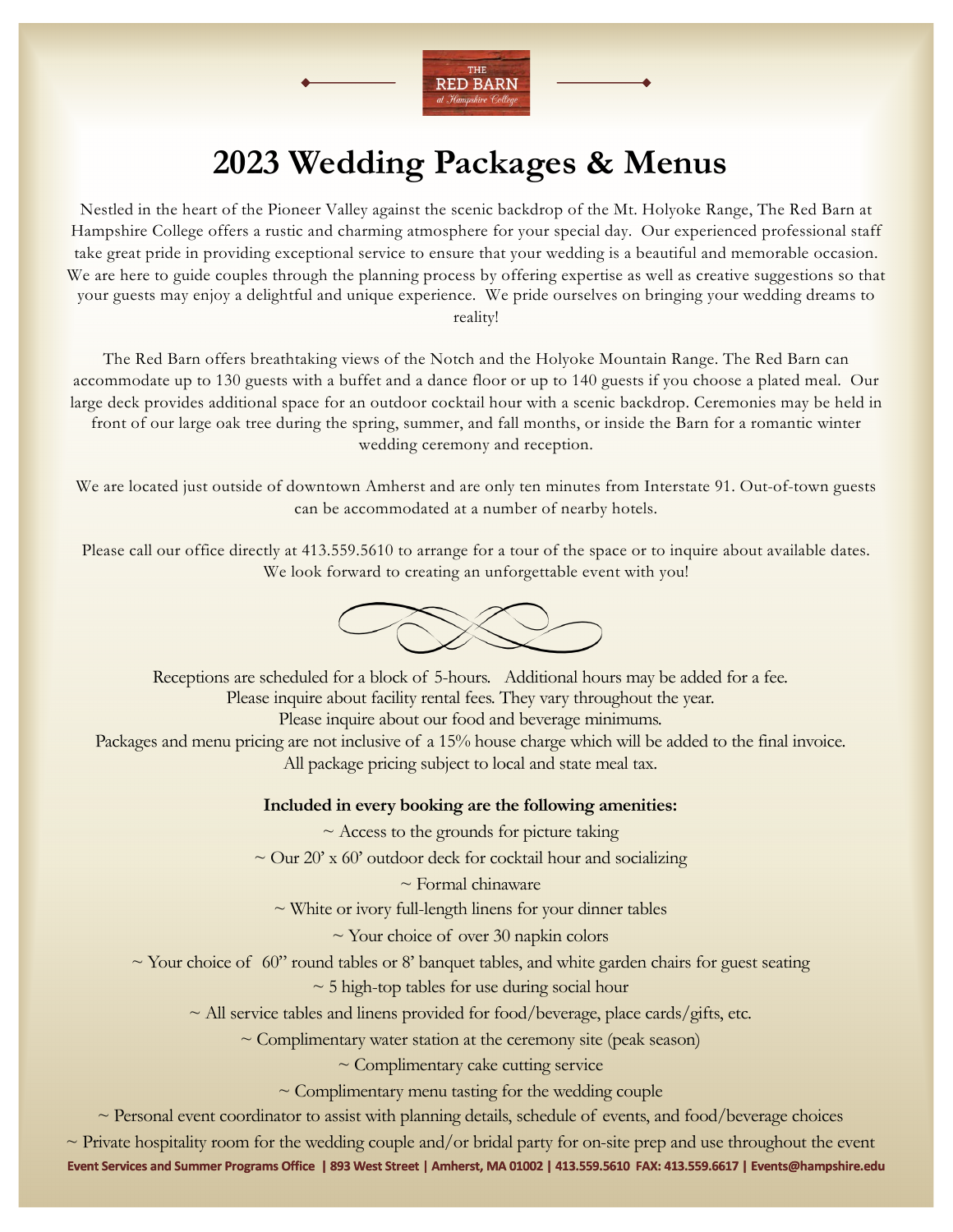THE RED BARN at Hampshire College

# 2023 Wedding Packages & Menus

Nestled in the heart of the Pioneer Valley against the scenic backdrop of the Mt. Holyoke Range, The Red Barn at Hampshire College offers a rustic and charming atmosphere for your special day. Our experienced professional staff take great pride in providing exceptional service to ensure that your wedding is a beautiful and memorable occasion. We are here to guide couples through the planning process by offering expertise as well as creative suggestions so that your guests may enjoy a delightful and unique experience. We pride ourselves on bringing your wedding dreams to reality!

The Red Barn offers breathtaking views of the Notch and the Holyoke Mountain Range. The Red Barn can accommodate up to 130 guests with a buffet and a dance floor or up to 140 guests if you choose a plated meal. Our large deck provides additional space for an outdoor cocktail hour with a scenic backdrop. Ceremonies may be held in front of our large oak tree during the spring, summer, and fall months, or inside the Barn for a romantic winter wedding ceremony and reception.

We are located just outside of downtown Amherst and are only ten minutes from Interstate 91. Out-of-town guests can be accommodated at a number of nearby hotels.

Please call our office directly at 413.559.5610 to arrange for a tour of the space or to inquire about available dates. We look forward to creating an unforgettable event with you!

Receptions are scheduled for a block of 5-hours. Additional hours may be added for a fee.
Please inquire about facility rental fees. They vary throughout the year.
Please inquire about our food and beverage minimums.
Packages and menu pricing are not inclusive of a 15% house charge which will be added to the final invoice.
All package pricing subject to local and state meal tax.

**Included in every booking are the following amenities:**

~ Access to the grounds for picture taking
~ Our 20' x 60' outdoor deck for cocktail hour and socializing
~ Formal chinaware
~ White or ivory full-length linens for your dinner tables
~ Your choice of over 30 napkin colors
~ Your choice of 60" round tables or 8' banquet tables, and white garden chairs for guest seating
~ 5 high-top tables for use during social hour
~ All service tables and linens provided for food/beverage, place cards/gifts, etc.
~ Complimentary water station at the ceremony site (peak season)
~ Complimentary cake cutting service
~ Complimentary menu tasting for the wedding couple
~ Personal event coordinator to assist with planning details, schedule of events, and food/beverage choices
~ Private hospitality room for the wedding couple and/or bridal party for on-site prep and use throughout the event

**Event Services and Summer Programs Office | 893 West Street | Amherst, MA 01002 | 413.559.5610 FAX: 413.559.6617 | Events@hampshire.edu**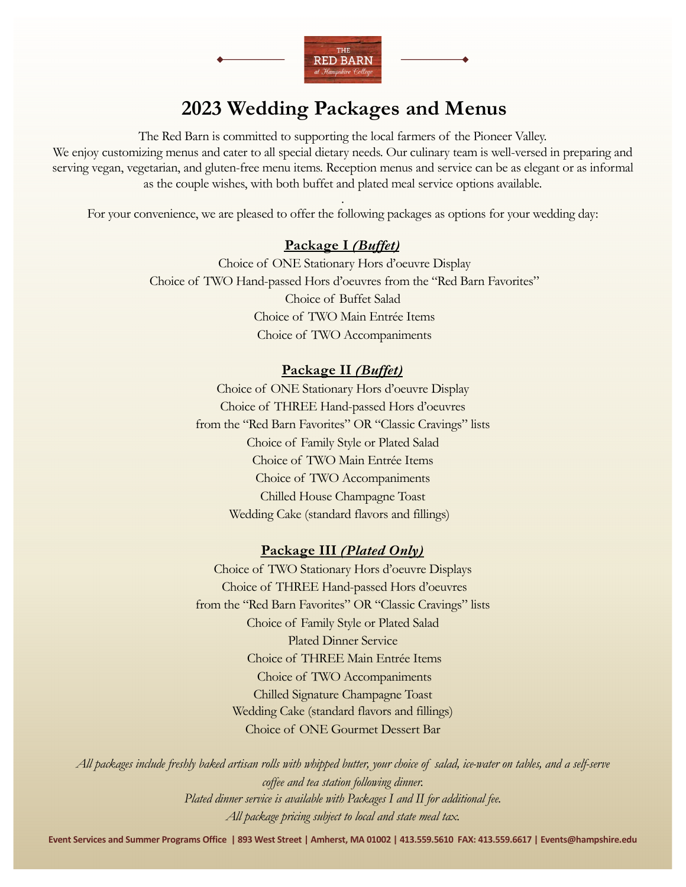# 2023 Wedding Packages and Menus

The Red Barn is committed to supporting the local farmers of the Pioneer Valley.
We enjoy customizing menus and cater to all special dietary needs. Our culinary team is well-versed in preparing and serving vegan, vegetarian, and gluten-free menu items. Reception menus and service can be as elegant or as informal as the couple wishes, with both buffet and plated meal service options available.

For your convenience, we are pleased to offer the following packages as options for your wedding day:

## Package I *(Buffet)*

Choice of ONE Stationary Hors d'oeuvre Display
Choice of TWO Hand-passed Hors d'oeuvres from the "Red Barn Favorites"
Choice of Buffet Salad
Choice of TWO Main Entrée Items
Choice of TWO Accompaniments

## Package II *(Buffet)*

Choice of ONE Stationary Hors d'oeuvre Display
Choice of THREE Hand-passed Hors d'oeuvres
from the "Red Barn Favorites" OR "Classic Cravings" lists
Choice of Family Style or Plated Salad
Choice of TWO Main Entrée Items
Choice of TWO Accompaniments
Chilled House Champagne Toast
Wedding Cake (standard flavors and fillings)

## Package III *(Plated Only)*

Choice of TWO Stationary Hors d'oeuvre Displays
Choice of THREE Hand-passed Hors d'oeuvres
from the "Red Barn Favorites" OR "Classic Cravings" lists
Choice of Family Style or Plated Salad
Plated Dinner Service
Choice of THREE Main Entrée Items
Choice of TWO Accompaniments
Chilled Signature Champagne Toast
Wedding Cake (standard flavors and fillings)
Choice of ONE Gourmet Dessert Bar

*All packages include freshly baked artisan rolls with whipped butter, your choice of salad, ice-water on tables, and a self-serve coffee and tea station following dinner.*
*Plated dinner service is available with Packages I and II for additional fee.*
*All package pricing subject to local and state meal tax.*

**Event Services and Summer Programs Office | 893 West Street | Amherst, MA 01002 | 413.559.5610 FAX: 413.559.6617 | Events@hampshire.edu**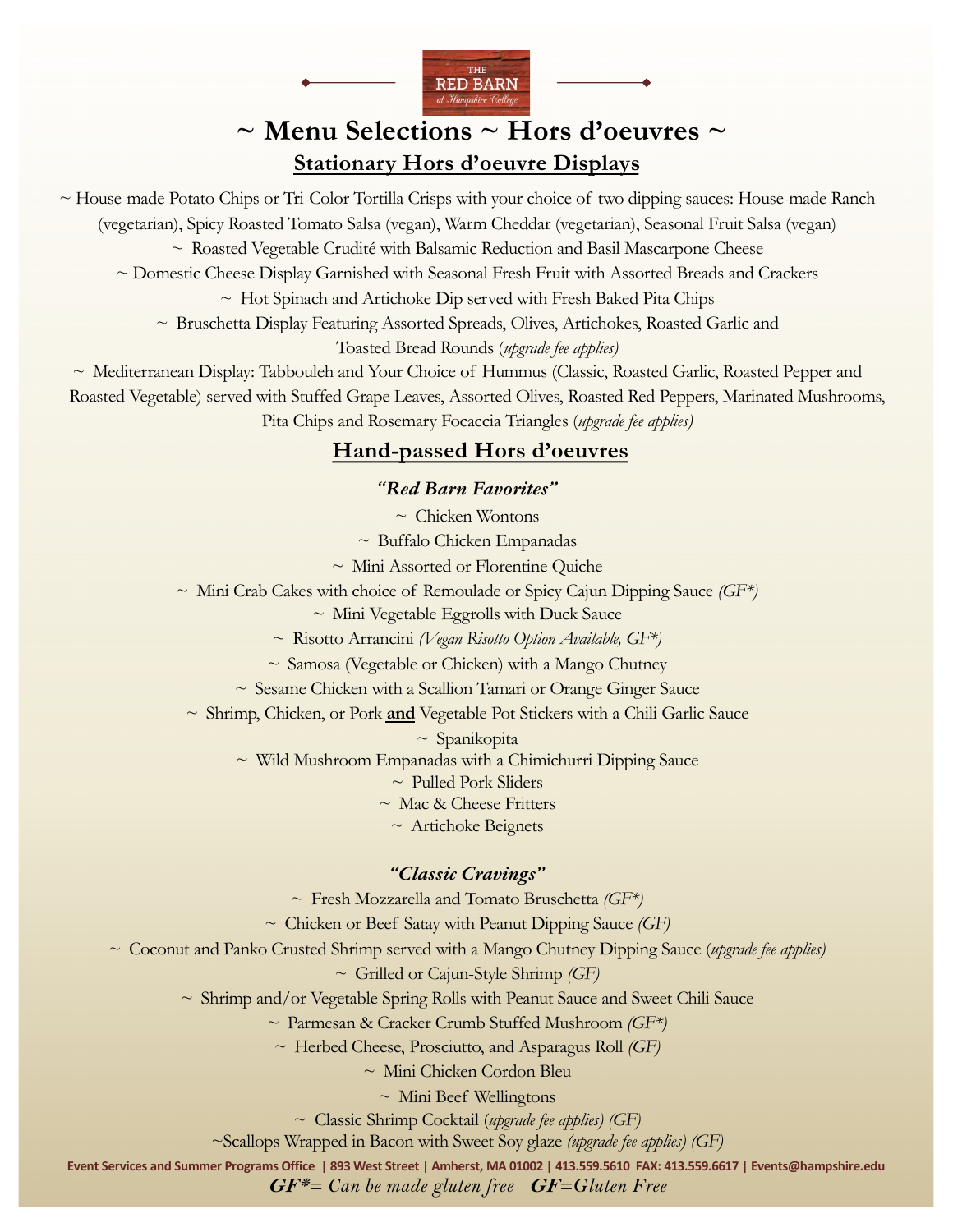THE RED BARN *at Hampshire College*

# ~ Menu Selections ~ Hors d'oeuvres ~

## Stationary Hors d'oeuvre Displays

~ House-made Potato Chips or Tri-Color Tortilla Crisps with your choice of two dipping sauces: House-made Ranch (vegetarian), Spicy Roasted Tomato Salsa (vegan), Warm Cheddar (vegetarian), Seasonal Fruit Salsa (vegan)

~ Roasted Vegetable Crudité with Balsamic Reduction and Basil Mascarpone Cheese

~ Domestic Cheese Display Garnished with Seasonal Fresh Fruit with Assorted Breads and Crackers

~ Hot Spinach and Artichoke Dip served with Fresh Baked Pita Chips

~ Bruschetta Display Featuring Assorted Spreads, Olives, Artichokes, Roasted Garlic and Toasted Bread Rounds (*upgrade fee applies)*

~ Mediterranean Display: Tabbouleh and Your Choice of Hummus (Classic, Roasted Garlic, Roasted Pepper and Roasted Vegetable) served with Stuffed Grape Leaves, Assorted Olives, Roasted Red Peppers, Marinated Mushrooms, Pita Chips and Rosemary Focaccia Triangles (*upgrade fee applies)*

## Hand-passed Hors d'oeuvres

### *"Red Barn Favorites"*

~ Chicken Wontons

~ Buffalo Chicken Empanadas

~ Mini Assorted or Florentine Quiche

~ Mini Crab Cakes with choice of Remoulade or Spicy Cajun Dipping Sauce *(GF*)*

~ Mini Vegetable Eggrolls with Duck Sauce

~ Risotto Arancini *(Vegan Risotto Option Available, GF*)*

~ Samosa (Vegetable or Chicken) with a Mango Chutney

~ Sesame Chicken with a Scallion Tamari or Orange Ginger Sauce

~ Shrimp, Chicken, or Pork **and** Vegetable Pot Stickers with a Chili Garlic Sauce

~ Spanikopita

~ Wild Mushroom Empanadas with a Chimichurri Dipping Sauce

~ Pulled Pork Sliders

~ Mac & Cheese Fritters

~ Artichoke Beignets

### *"Classic Cravings"*

~ Fresh Mozzarella and Tomato Bruschetta *(GF*)*

~ Chicken or Beef Satay with Peanut Dipping Sauce *(GF)*

~ Coconut and Panko Crusted Shrimp served with a Mango Chutney Dipping Sauce (*upgrade fee applies)*

~ Grilled or Cajun-Style Shrimp *(GF)*

~ Shrimp and/or Vegetable Spring Rolls with Peanut Sauce and Sweet Chili Sauce

~ Parmesan & Cracker Crumb Stuffed Mushroom *(GF*)*

~ Herbed Cheese, Prosciutto, and Asparagus Roll *(GF)*

~ Mini Chicken Cordon Bleu

~ Mini Beef Wellingtons

~ Classic Shrimp Cocktail (*upgrade fee applies) (GF)*

~Scallops Wrapped in Bacon with Sweet Soy glaze *(upgrade fee applies) (GF)*

**Event Services and Summer Programs Office | 893 West Street | Amherst, MA 01002 | 413.559.5610 FAX: 413.559.6617 | Events@hampshire.edu**

***GF**= Can be made gluten free* ***GF**=Gluten Free*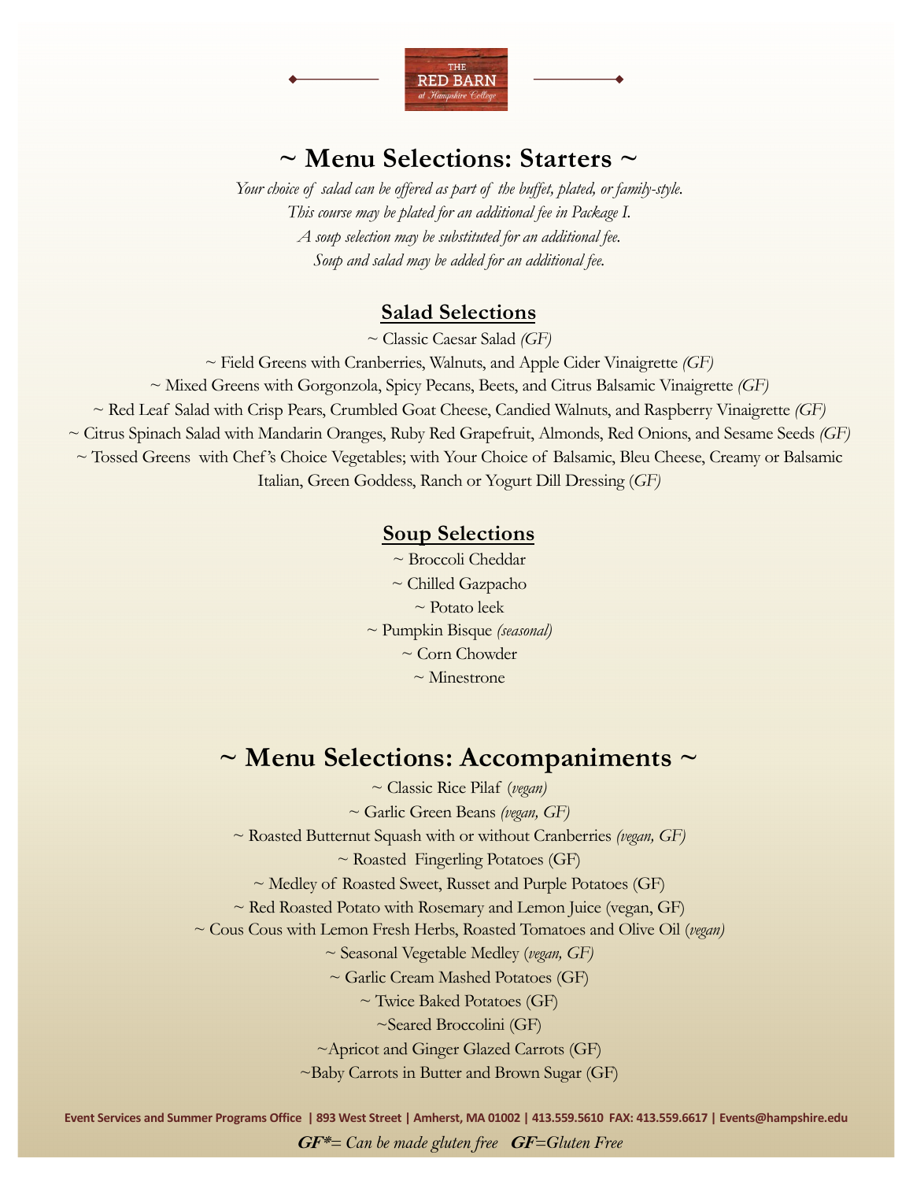THE RED BARN at Hampshire College

## ~ Menu Selections: Starters ~

*Your choice of salad can be offered as part of the buffet, plated, or family-style.*
*This course may be plated for an additional fee in Package I.*
*A soup selection may be substituted for an additional fee.*
*Soup and salad may be added for an additional fee.*

### Salad Selections

~ Classic Caesar Salad *(GF)*
~ Field Greens with Cranberries, Walnuts, and Apple Cider Vinaigrette *(GF)*
~ Mixed Greens with Gorgonzola, Spicy Pecans, Beets, and Citrus Balsamic Vinaigrette *(GF)*
~ Red Leaf Salad with Crisp Pears, Crumbled Goat Cheese, Candied Walnuts, and Raspberry Vinaigrette *(GF)*
~ Citrus Spinach Salad with Mandarin Oranges, Ruby Red Grapefruit, Almonds, Red Onions, and Sesame Seeds *(GF)*
~ Tossed Greens with Chef's Choice Vegetables; with Your Choice of Balsamic, Bleu Cheese, Creamy or Balsamic Italian, Green Goddess, Ranch or Yogurt Dill Dressing (*GF)*

### Soup Selections

~ Broccoli Cheddar
~ Chilled Gazpacho
~ Potato leek
~ Pumpkin Bisque *(seasonal)*
~ Corn Chowder
~ Minestrone

## ~ Menu Selections: Accompaniments ~

~ Classic Rice Pilaf (*vegan)*
~ Garlic Green Beans *(vegan, GF)*
~ Roasted Butternut Squash with or without Cranberries *(vegan, GF)*
~ Roasted Fingerling Potatoes (GF)
~ Medley of Roasted Sweet, Russet and Purple Potatoes (GF)
~ Red Roasted Potato with Rosemary and Lemon Juice (vegan, GF)
~ Cous Cous with Lemon Fresh Herbs, Roasted Tomatoes and Olive Oil (*vegan)*
~ Seasonal Vegetable Medley (*vegan, GF)*
~ Garlic Cream Mashed Potatoes (GF)
~ Twice Baked Potatoes (GF)
~Seared Broccolini (GF)
~Apricot and Ginger Glazed Carrots (GF)
~Baby Carrots in Butter and Brown Sugar (GF)

**Event Services and Summer Programs Office | 893 West Street | Amherst, MA 01002 | 413.559.5610 FAX: 413.559.6617 | Events@hampshire.edu**

***GF\*****= Can be made gluten free*   ***GF****=Gluten Free*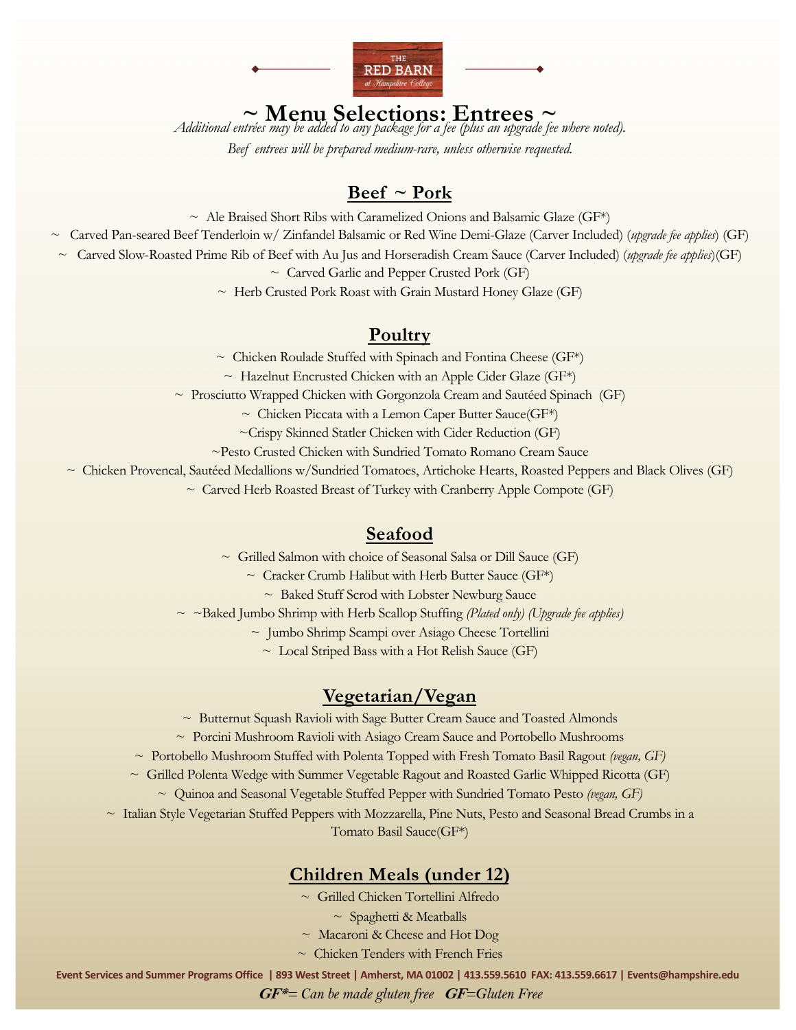THE RED BARN at Hampshire College

# ~ Menu Selections: Entrees ~

*Additional entrées may be added to any package for a fee (plus an upgrade fee where noted).*

*Beef entrees will be prepared medium-rare, unless otherwise requested.*

## Beef ~ Pork

~ Ale Braised Short Ribs with Caramelized Onions and Balsamic Glaze (GF*)

~ Carved Pan-seared Beef Tenderloin w/ Zinfandel Balsamic or Red Wine Demi-Glaze (Carver Included) (*upgrade fee applies*) (GF)

~ Carved Slow-Roasted Prime Rib of Beef with Au Jus and Horseradish Cream Sauce (Carver Included) (*upgrade fee applies*)(GF)

~ Carved Garlic and Pepper Crusted Pork (GF)

~ Herb Crusted Pork Roast with Grain Mustard Honey Glaze (GF)

## Poultry

~ Chicken Roulade Stuffed with Spinach and Fontina Cheese (GF*)

~ Hazelnut Encrusted Chicken with an Apple Cider Glaze (GF*)

~ Prosciutto Wrapped Chicken with Gorgonzola Cream and Sautéed Spinach (GF)

~ Chicken Piccata with a Lemon Caper Butter Sauce(GF*)

~Crispy Skinned Statler Chicken with Cider Reduction (GF)

~Pesto Crusted Chicken with Sundried Tomato Romano Cream Sauce

~ Chicken Provencal, Sautéed Medallions w/Sundried Tomatoes, Artichoke Hearts, Roasted Peppers and Black Olives (GF)

~ Carved Herb Roasted Breast of Turkey with Cranberry Apple Compote (GF)

## Seafood

~ Grilled Salmon with choice of Seasonal Salsa or Dill Sauce (GF)

~ Cracker Crumb Halibut with Herb Butter Sauce (GF*)

~ Baked Stuff Scrod with Lobster Newburg Sauce

~ ~Baked Jumbo Shrimp with Herb Scallop Stuffing *(Plated only) (Upgrade fee applies)*

~ Jumbo Shrimp Scampi over Asiago Cheese Tortellini

~ Local Striped Bass with a Hot Relish Sauce (GF)

## Vegetarian/Vegan

~ Butternut Squash Ravioli with Sage Butter Cream Sauce and Toasted Almonds

~ Porcini Mushroom Ravioli with Asiago Cream Sauce and Portobello Mushrooms

~ Portobello Mushroom Stuffed with Polenta Topped with Fresh Tomato Basil Ragout *(vegan, GF)*

~ Grilled Polenta Wedge with Summer Vegetable Ragout and Roasted Garlic Whipped Ricotta (GF)

~ Quinoa and Seasonal Vegetable Stuffed Pepper with Sundried Tomato Pesto *(vegan, GF)*

~ Italian Style Vegetarian Stuffed Peppers with Mozzarella, Pine Nuts, Pesto and Seasonal Bread Crumbs in a Tomato Basil Sauce(GF*)

## Children Meals (under 12)

~ Grilled Chicken Tortellini Alfredo

~ Spaghetti & Meatballs

~ Macaroni & Cheese and Hot Dog

~ Chicken Tenders with French Fries

**Event Services and Summer Programs Office | 893 West Street | Amherst, MA 01002 | 413.559.5610 FAX: 413.559.6617 | Events@hampshire.edu**

***GF**\*= Can be made gluten free* ***GF**=Gluten Free*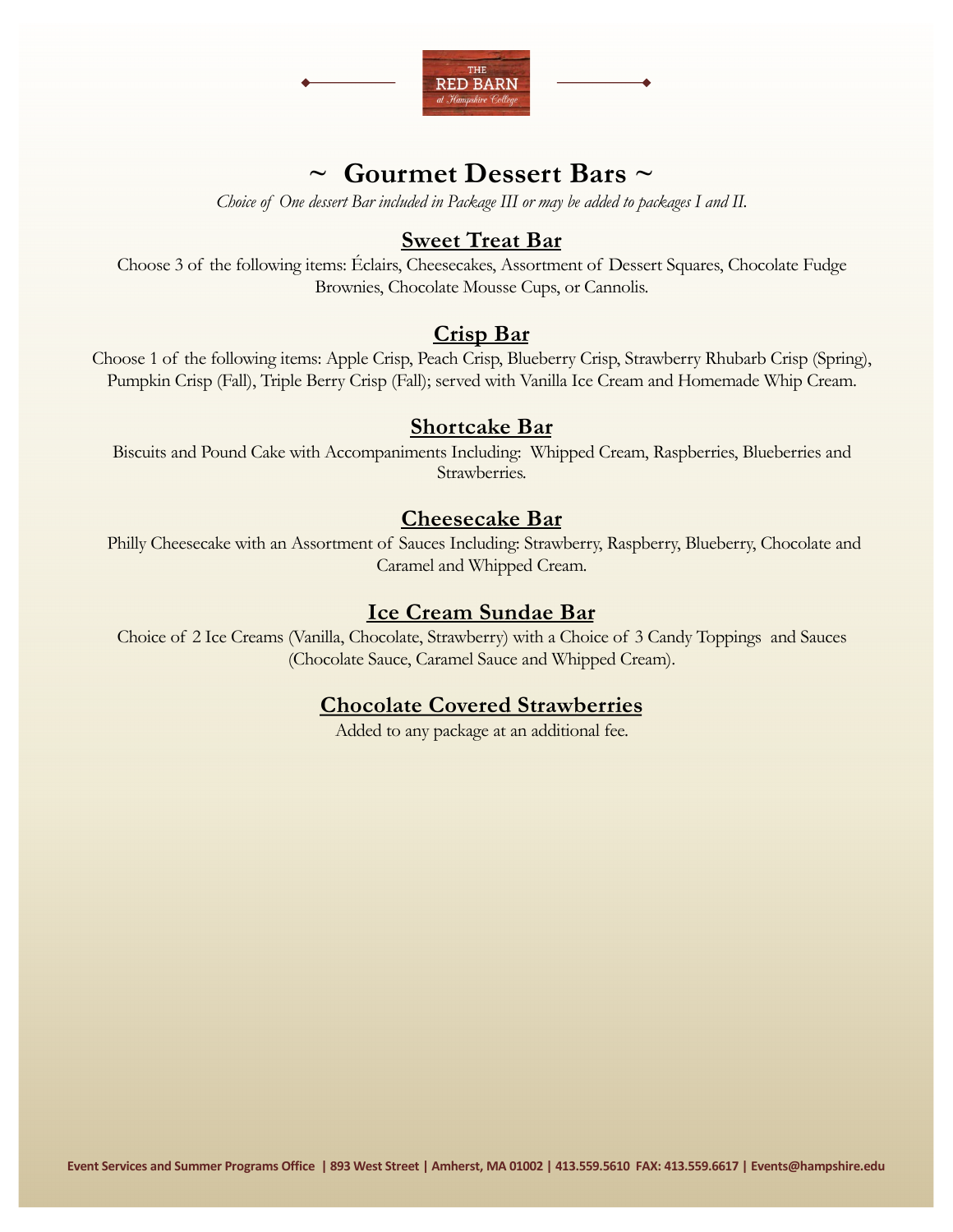# ~ Gourmet Dessert Bars ~

*Choice of One dessert Bar included in Package III or may be added to packages I and II.*

## Sweet Treat Bar

Choose 3 of the following items: Éclairs, Cheesecakes, Assortment of Dessert Squares, Chocolate Fudge Brownies, Chocolate Mousse Cups, or Cannolis.

## Crisp Bar

Choose 1 of the following items: Apple Crisp, Peach Crisp, Blueberry Crisp, Strawberry Rhubarb Crisp (Spring), Pumpkin Crisp (Fall), Triple Berry Crisp (Fall); served with Vanilla Ice Cream and Homemade Whip Cream.

## Shortcake Bar

Biscuits and Pound Cake with Accompaniments Including: Whipped Cream, Raspberries, Blueberries and Strawberries.

## Cheesecake Bar

Philly Cheesecake with an Assortment of Sauces Including: Strawberry, Raspberry, Blueberry, Chocolate and Caramel and Whipped Cream.

## Ice Cream Sundae Bar

Choice of 2 Ice Creams (Vanilla, Chocolate, Strawberry) with a Choice of 3 Candy Toppings and Sauces (Chocolate Sauce, Caramel Sauce and Whipped Cream).

## Chocolate Covered Strawberries

Added to any package at an additional fee.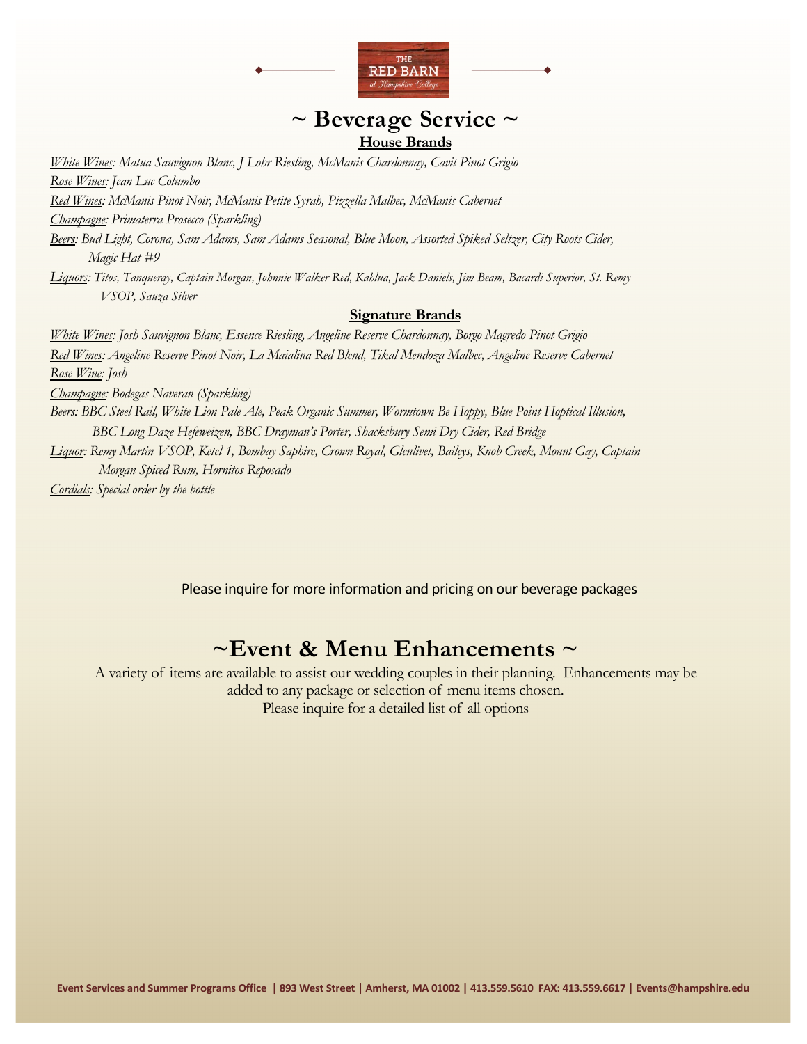# ~ Beverage Service ~

## House Brands

*White Wines: Matua Sauvignon Blanc, J Lohr Riesling, McManis Chardonnay, Cavit Pinot Grigio*
*Rose Wines: Jean Luc Columbo*
*Red Wines: McManis Pinot Noir, McManis Petite Syrah, Pizzella Malbec, McManis Cabernet*
*Champagne: Primaterra Prosecco (Sparkling)*
*Beers: Bud Light, Corona, Sam Adams, Sam Adams Seasonal, Blue Moon, Assorted Spiked Seltzer, City Roots Cider, Magic Hat #9*
*Liquors: Titos, Tanqueray, Captain Morgan, Johnnie Walker Red, Kahlua, Jack Daniels, Jim Beam, Bacardi Superior, St. Remy VSOP, Sauza Silver*

## Signature Brands

*White Wines: Josh Sauvignon Blanc, Essence Riesling, Angeline Reserve Chardonnay, Borgo Magredo Pinot Grigio*
*Red Wines: Angeline Reserve Pinot Noir, La Maialina Red Blend, Tikal Mendoza Malbec, Angeline Reserve Cabernet*
*Rose Wine: Josh*
*Champagne: Bodegas Naveran (Sparkling)*
*Beers: BBC Steel Rail, White Lion Pale Ale, Peak Organic Summer, Wormtown Be Hoppy, Blue Point Hoptical Illusion, BBC Long Daze Hefeweizen, BBC Drayman's Porter, Shacksbury Semi Dry Cider, Red Bridge*
*Liquor: Remy Martin VSOP, Ketel 1, Bombay Saphire, Crown Royal, Glenlivet, Baileys, Knob Creek, Mount Gay, Captain Morgan Spiced Rum, Hornitos Reposado*
*Cordials: Special order by the bottle*

Please inquire for more information and pricing on our beverage packages

# ~Event & Menu Enhancements ~

A variety of items are available to assist our wedding couples in their planning. Enhancements may be added to any package or selection of menu items chosen.
Please inquire for a detailed list of all options

**Event Services and Summer Programs Office | 893 West Street | Amherst, MA 01002 | 413.559.5610 FAX: 413.559.6617 | Events@hampshire.edu**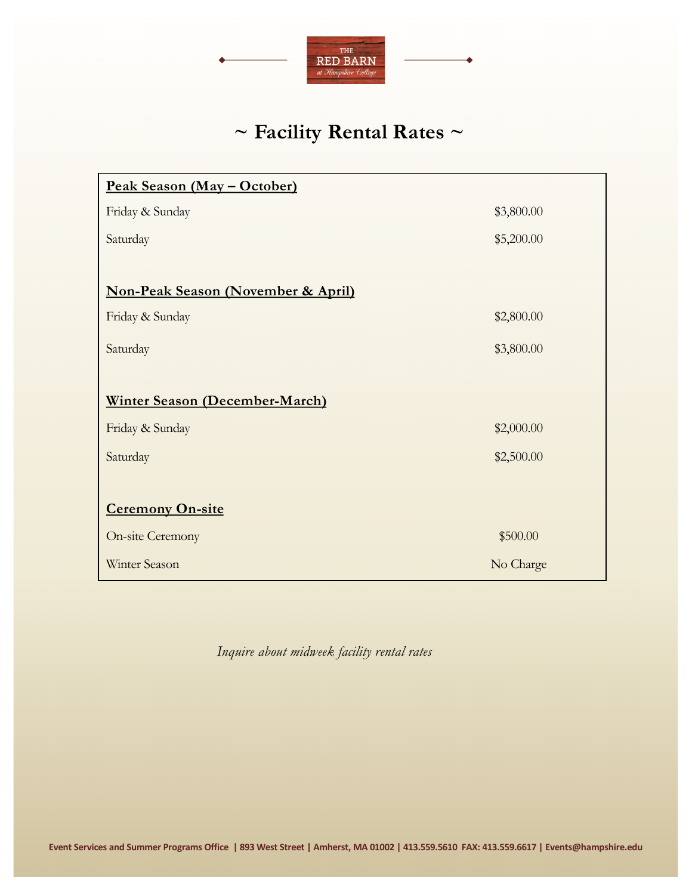# ~ Facility Rental Rates ~

| **Peak Season (May – October)** | |
|---|---|
| Friday & Sunday | $3,800.00 |
| Saturday | $5,200.00 |
| **Non-Peak Season (November & April)** | |
| Friday & Sunday | $2,800.00 |
| Saturday | $3,800.00 |
| **Winter Season (December-March)** | |
| Friday & Sunday | $2,000.00 |
| Saturday | $2,500.00 |
| **Ceremony On-site** | |
| On-site Ceremony | $500.00 |
| Winter Season | No Charge |

*Inquire about midweek facility rental rates*

**Event Services and Summer Programs Office | 893 West Street | Amherst, MA 01002 | 413.559.5610 FAX: 413.559.6617 | Events@hampshire.edu**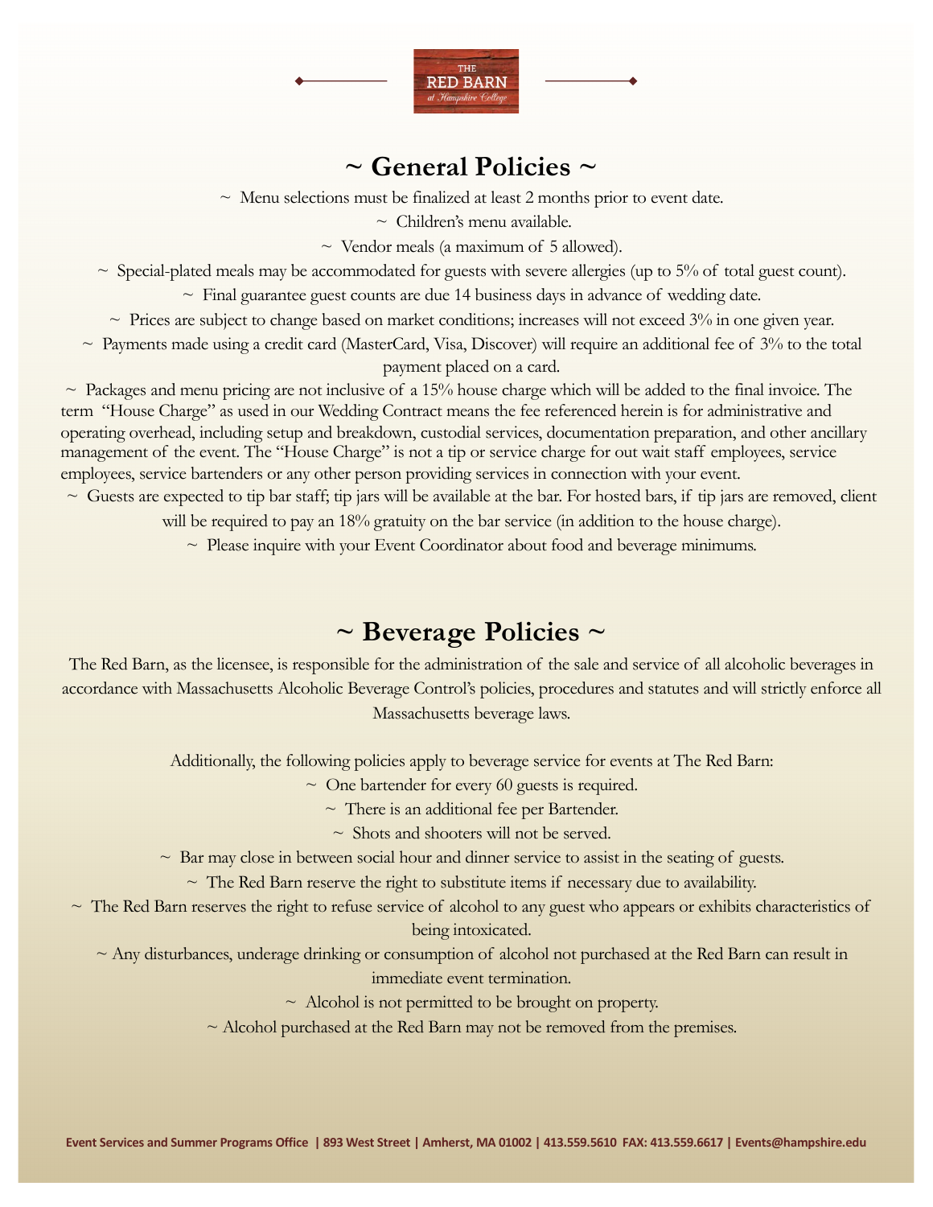THE RED BARN at Hampshire College

## ~ General Policies ~

~ Menu selections must be finalized at least 2 months prior to event date.

~ Children's menu available.

~ Vendor meals (a maximum of 5 allowed).

~ Special-plated meals may be accommodated for guests with severe allergies (up to 5% of total guest count).

~ Final guarantee guest counts are due 14 business days in advance of wedding date.

~ Prices are subject to change based on market conditions; increases will not exceed 3% in one given year.

~ Payments made using a credit card (MasterCard, Visa, Discover) will require an additional fee of 3% to the total payment placed on a card.

~ Packages and menu pricing are not inclusive of a 15% house charge which will be added to the final invoice. The term "House Charge" as used in our Wedding Contract means the fee referenced herein is for administrative and operating overhead, including setup and breakdown, custodial services, documentation preparation, and other ancillary management of the event. The "House Charge" is not a tip or service charge for out wait staff employees, service employees, service bartenders or any other person providing services in connection with your event.

~ Guests are expected to tip bar staff; tip jars will be available at the bar. For hosted bars, if tip jars are removed, client will be required to pay an 18% gratuity on the bar service (in addition to the house charge).

~ Please inquire with your Event Coordinator about food and beverage minimums.

## ~ Beverage Policies ~

The Red Barn, as the licensee, is responsible for the administration of the sale and service of all alcoholic beverages in accordance with Massachusetts Alcoholic Beverage Control's policies, procedures and statutes and will strictly enforce all Massachusetts beverage laws.

Additionally, the following policies apply to beverage service for events at The Red Barn:

~ One bartender for every 60 guests is required.

~ There is an additional fee per Bartender.

~ Shots and shooters will not be served.

~ Bar may close in between social hour and dinner service to assist in the seating of guests.

~ The Red Barn reserve the right to substitute items if necessary due to availability.

~ The Red Barn reserves the right to refuse service of alcohol to any guest who appears or exhibits characteristics of being intoxicated.

~ Any disturbances, underage drinking or consumption of alcohol not purchased at the Red Barn can result in immediate event termination.

~ Alcohol is not permitted to be brought on property.

~ Alcohol purchased at the Red Barn may not be removed from the premises.

**Event Services and Summer Programs Office | 893 West Street | Amherst, MA 01002 | 413.559.5610 FAX: 413.559.6617 | Events@hampshire.edu**